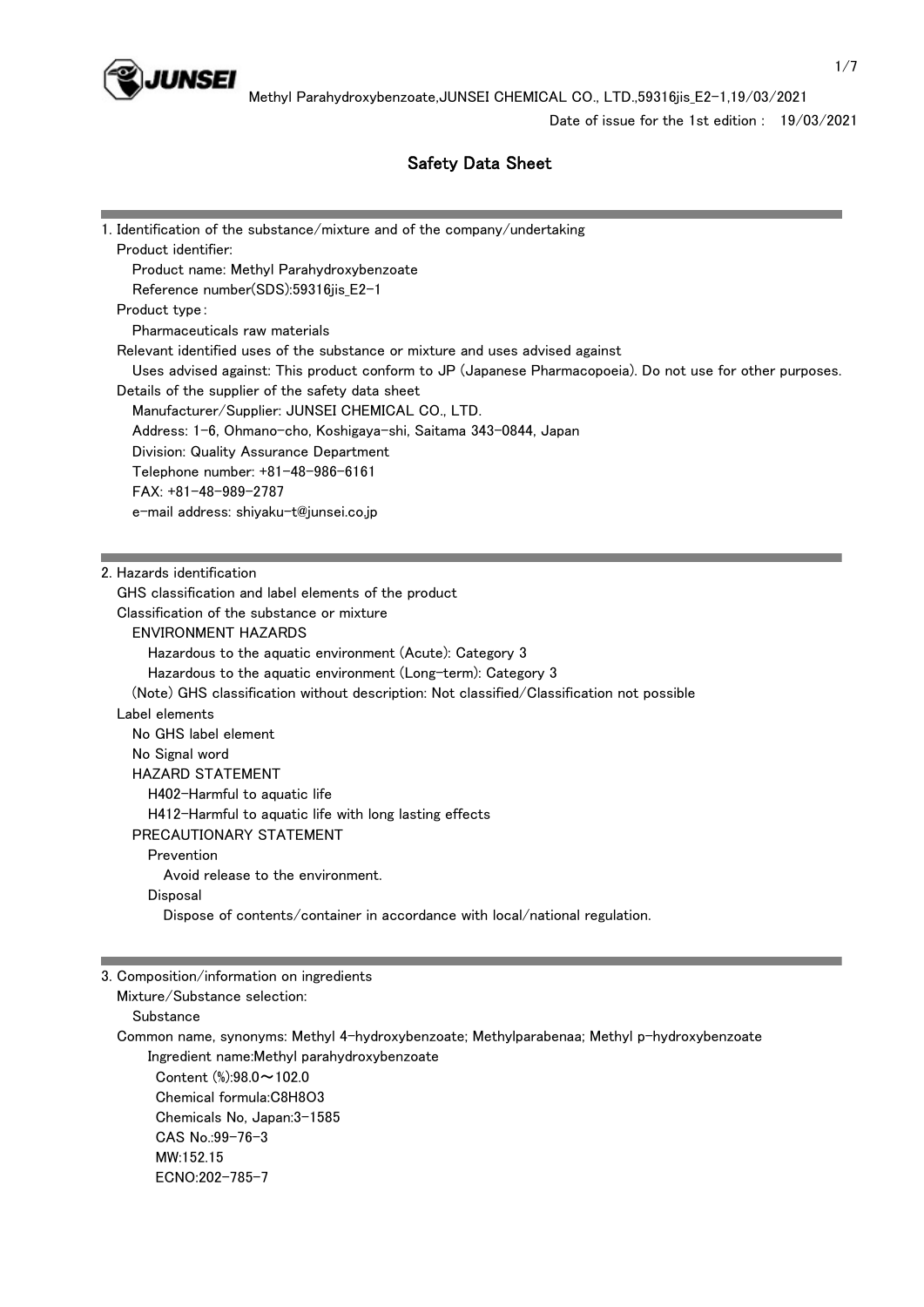Date of issue for the 1st edition : 19/03/2021

# Safety Data Sheet

## 1. Identification of the substance/mixture and of the company/undertaking

Product identifier:

Product name: Methyl Parahydroxybenzoate

Reference number(SDS):59316jis_E2-1

Product type：

Pharmaceuticals raw materials

Relevant identified uses of the substance or mixture and uses advised against

Uses advised against: This product conform to JP (Japanese Pharmacopoeia). Do not use for other purposes.

Details of the supplier of the safety data sheet

Manufacturer/Supplier: JUNSEI CHEMICAL CO., LTD.

Address: 1-6, Ohmano-cho, Koshigaya-shi, Saitama 343-0844, Japan

Division: Quality Assurance Department

Telephone number: +81-48-986-6161

FAX: +81-48-989-2787

e-mail address: shiyaku-t@junsei.co.jp

## 2. Hazards identification

GHS classification and label elements of the product

Classification of the substance or mixture

ENVIRONMENT HAZARDS

Hazardous to the aquatic environment (Acute): Category 3

Hazardous to the aquatic environment (Long-term): Category 3

(Note) GHS classification without description: Not classified/Classification not possible

Label elements

No GHS label element

No Signal word

HAZARD STATEMENT

H402-Harmful to aquatic life

H412-Harmful to aquatic life with long lasting effects

PRECAUTIONARY STATEMENT

Prevention

Avoid release to the environment.

Disposal

Dispose of contents/container in accordance with local/national regulation.

## 3. Composition/information on ingredients

Mixture/Substance selection:

Substance

Common name, synonyms: Methyl 4-hydroxybenzoate; Methylparabenaa; Methyl p-hydroxybenzoate

Ingredient name:Methyl parahydroxybenzoate

Content (%):98.0～102.0

Chemical formula:$C_8H_8O_3$

Chemicals No, Japan:3-1585

CAS No.:99-76-3

MW:152.15

ECNO:202-785-7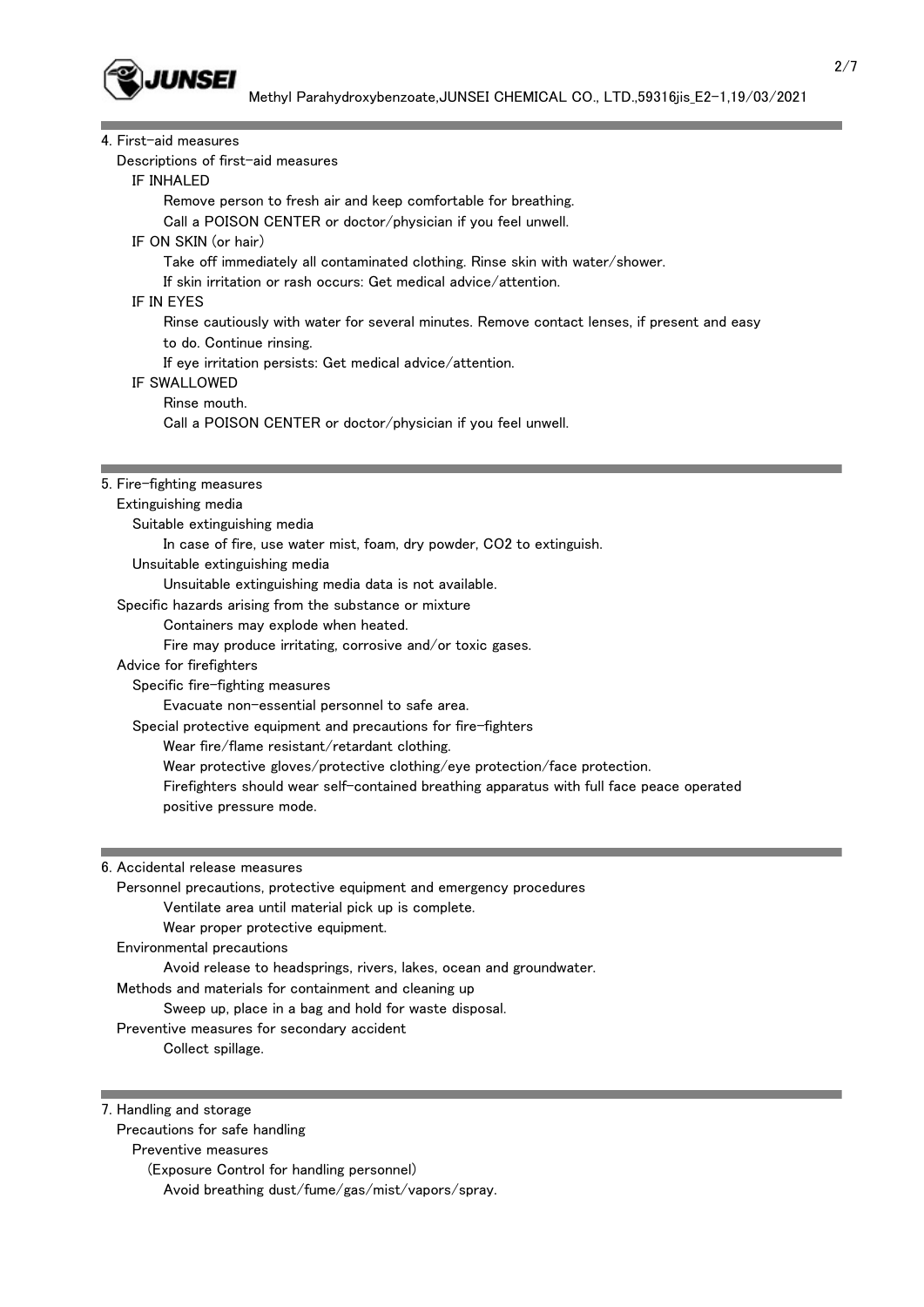## 4. First-aid measures

### Descriptions of first-aid measures

**IF INHALED**

Remove person to fresh air and keep comfortable for breathing.
Call a POISON CENTER or doctor/physician if you feel unwell.

**IF ON SKIN (or hair)**

Take off immediately all contaminated clothing. Rinse skin with water/shower.
If skin irritation or rash occurs: Get medical advice/attention.

**IF IN EYES**

Rinse cautiously with water for several minutes. Remove contact lenses, if present and easy to do. Continue rinsing.
If eye irritation persists: Get medical advice/attention.

**IF SWALLOWED**

Rinse mouth.
Call a POISON CENTER or doctor/physician if you feel unwell.

## 5. Fire-fighting measures

### Extinguishing media

**Suitable extinguishing media**

In case of fire, use water mist, foam, dry powder, $CO_2$ to extinguish.

**Unsuitable extinguishing media**

Unsuitable extinguishing media data is not available.

### Specific hazards arising from the substance or mixture

Containers may explode when heated.
Fire may produce irritating, corrosive and/or toxic gases.

### Advice for firefighters

**Specific fire-fighting measures**

Evacuate non-essential personnel to safe area.

**Special protective equipment and precautions for fire-fighters**

Wear fire/flame resistant/retardant clothing.
Wear protective gloves/protective clothing/eye protection/face protection.
Firefighters should wear self-contained breathing apparatus with full face peace operated positive pressure mode.

## 6. Accidental release measures

### Personnel precautions, protective equipment and emergency procedures

Ventilate area until material pick up is complete.
Wear proper protective equipment.

### Environmental precautions

Avoid release to headsprings, rivers, lakes, ocean and groundwater.

### Methods and materials for containment and cleaning up

Sweep up, place in a bag and hold for waste disposal.

### Preventive measures for secondary accident

Collect spillage.

## 7. Handling and storage

### Precautions for safe handling

**Preventive measures**

(Exposure Control for handling personnel)

Avoid breathing dust/fume/gas/mist/vapors/spray.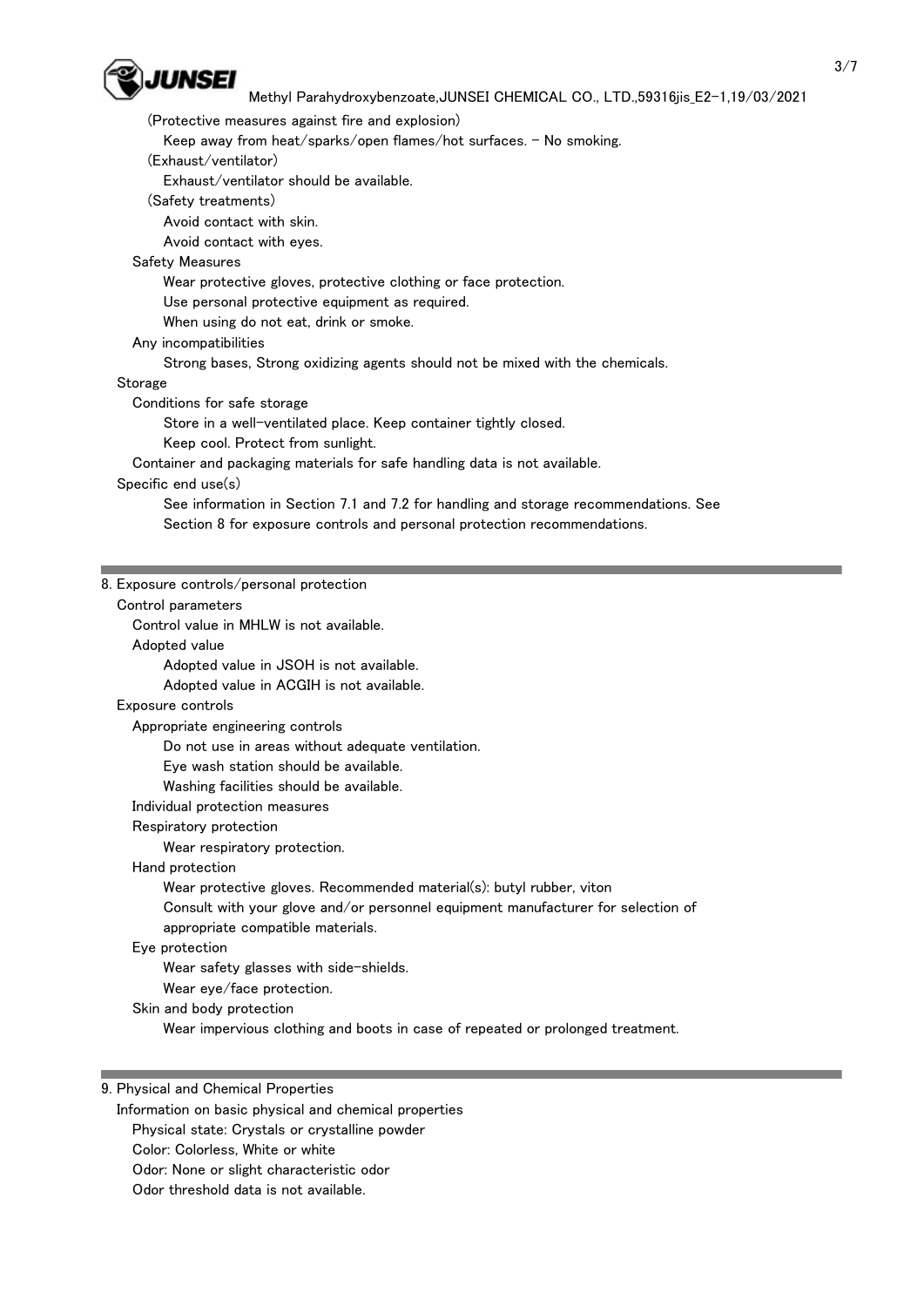(Protective measures against fire and explosion)

Keep away from heat/sparks/open flames/hot surfaces. - No smoking.

(Exhaust/ventilator)

Exhaust/ventilator should be available.

(Safety treatments)

Avoid contact with skin.

Avoid contact with eyes.

Safety Measures

Wear protective gloves, protective clothing or face protection.

Use personal protective equipment as required.

When using do not eat, drink or smoke.

Any incompatibilities

Strong bases, Strong oxidizing agents should not be mixed with the chemicals.

Storage

Conditions for safe storage

Store in a well-ventilated place. Keep container tightly closed.

Keep cool. Protect from sunlight.

Container and packaging materials for safe handling data is not available.

Specific end use(s)

See information in Section 7.1 and 7.2 for handling and storage recommendations. See Section 8 for exposure controls and personal protection recommendations.

## 8. Exposure controls/personal protection

Control parameters

Control value in MHLW is not available.

Adopted value

Adopted value in JSOH is not available.

Adopted value in ACGIH is not available.

Exposure controls

Appropriate engineering controls

Do not use in areas without adequate ventilation.

Eye wash station should be available.

Washing facilities should be available.

Individual protection measures

Respiratory protection

Wear respiratory protection.

Hand protection

Wear protective gloves. Recommended material(s): butyl rubber, viton

Consult with your glove and/or personnel equipment manufacturer for selection of appropriate compatible materials.

Eye protection

Wear safety glasses with side-shields.

Wear eye/face protection.

Skin and body protection

Wear impervious clothing and boots in case of repeated or prolonged treatment.

## 9. Physical and Chemical Properties

Information on basic physical and chemical properties

Physical state: Crystals or crystalline powder

Color: Colorless, White or white

Odor: None or slight characteristic odor

Odor threshold data is not available.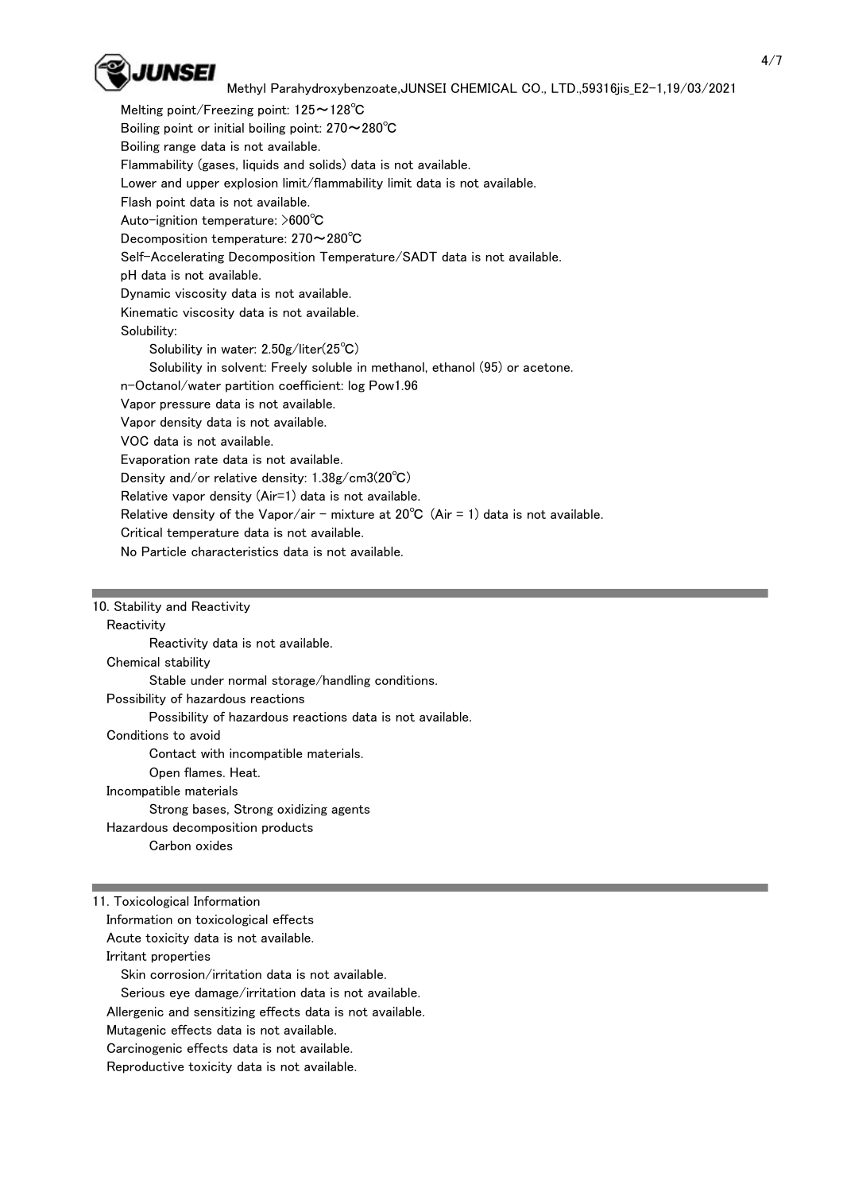Melting point/Freezing point: 125～128℃
Boiling point or initial boiling point: 270～280℃
Boiling range data is not available.
Flammability (gases, liquids and solids) data is not available.
Lower and upper explosion limit/flammability limit data is not available.
Flash point data is not available.
Auto-ignition temperature: >600℃
Decomposition temperature: 270～280℃
Self-Accelerating Decomposition Temperature/SADT data is not available.
pH data is not available.
Dynamic viscosity data is not available.
Kinematic viscosity data is not available.
Solubility:
  Solubility in water: 2.50g/liter(25℃)
  Solubility in solvent: Freely soluble in methanol, ethanol (95) or acetone.
n-Octanol/water partition coefficient: log Pow1.96
Vapor pressure data is not available.
Vapor density data is not available.
VOC data is not available.
Evaporation rate data is not available.
Density and/or relative density: 1.38g/cm3(20℃)
Relative vapor density (Air=1) data is not available.
Relative density of the Vapor/air - mixture at 20℃ (Air = 1) data is not available.
Critical temperature data is not available.
No Particle characteristics data is not available.

## 10. Stability and Reactivity

Reactivity
  Reactivity data is not available.
Chemical stability
  Stable under normal storage/handling conditions.
Possibility of hazardous reactions
  Possibility of hazardous reactions data is not available.
Conditions to avoid
  Contact with incompatible materials.
  Open flames. Heat.
Incompatible materials
  Strong bases, Strong oxidizing agents
Hazardous decomposition products
  Carbon oxides

## 11. Toxicological Information

Information on toxicological effects
Acute toxicity data is not available.
Irritant properties
  Skin corrosion/irritation data is not available.
  Serious eye damage/irritation data is not available.
Allergenic and sensitizing effects data is not available.
Mutagenic effects data is not available.
Carcinogenic effects data is not available.
Reproductive toxicity data is not available.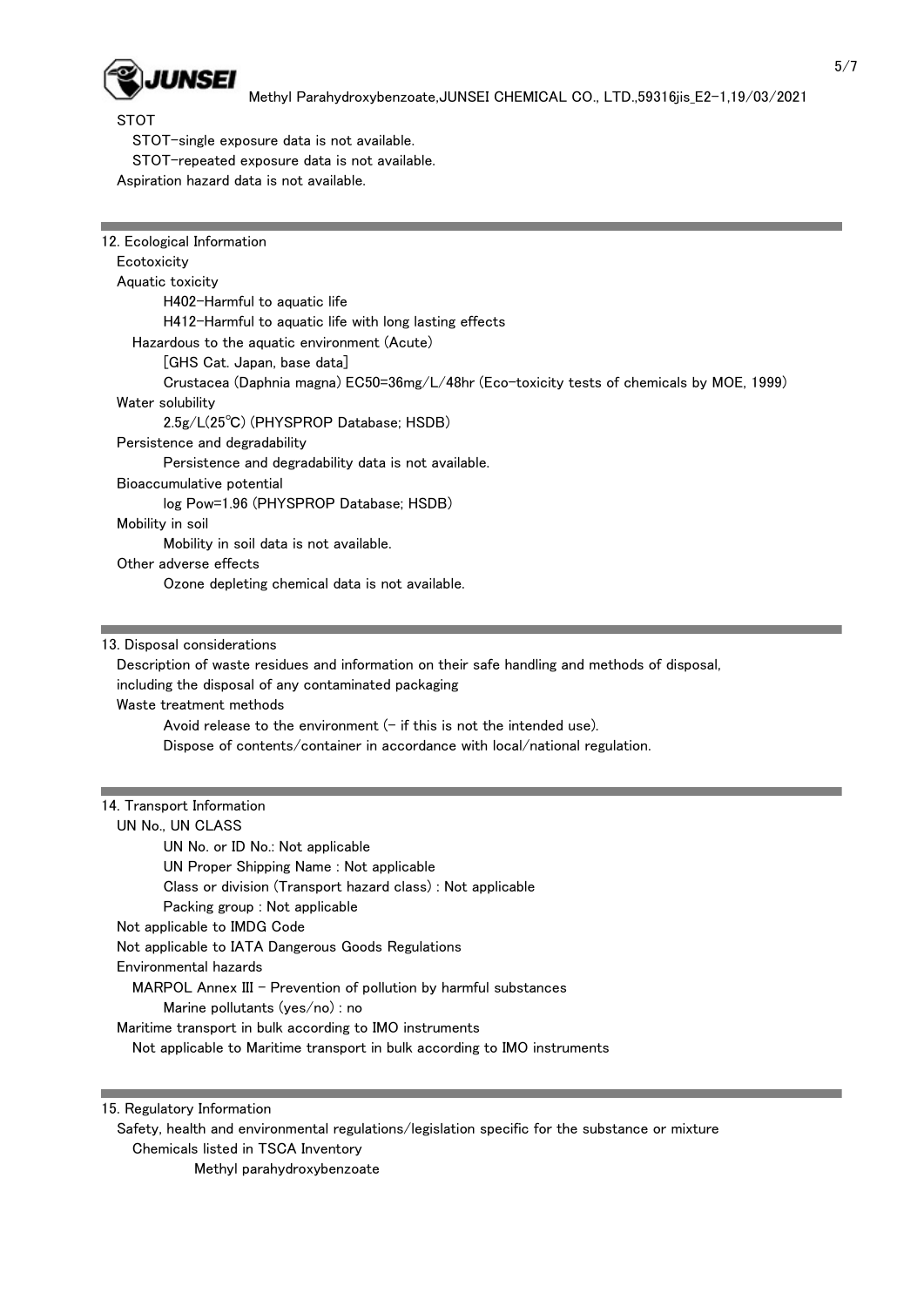STOT

STOT-single exposure data is not available.

STOT-repeated exposure data is not available.

Aspiration hazard data is not available.

## 12. Ecological Information

Ecotoxicity

Aquatic toxicity

H402-Harmful to aquatic life

H412-Harmful to aquatic life with long lasting effects

Hazardous to the aquatic environment (Acute)

[GHS Cat. Japan, base data]

Crustacea (Daphnia magna) EC50=36mg/L/48hr (Eco-toxicity tests of chemicals by MOE, 1999)

Water solubility

2.5g/L(25℃) (PHYSPROP Database; HSDB)

Persistence and degradability

Persistence and degradability data is not available.

Bioaccumulative potential

log Pow=1.96 (PHYSPROP Database; HSDB)

Mobility in soil

Mobility in soil data is not available.

Other adverse effects

Ozone depleting chemical data is not available.

## 13. Disposal considerations

Description of waste residues and information on their safe handling and methods of disposal, including the disposal of any contaminated packaging

Waste treatment methods

Avoid release to the environment (- if this is not the intended use).

Dispose of contents/container in accordance with local/national regulation.

## 14. Transport Information

UN No., UN CLASS

UN No. or ID No.: Not applicable

UN Proper Shipping Name : Not applicable

Class or division (Transport hazard class) : Not applicable

Packing group : Not applicable

Not applicable to IMDG Code

Not applicable to IATA Dangerous Goods Regulations

Environmental hazards

MARPOL Annex III - Prevention of pollution by harmful substances

Marine pollutants (yes/no) : no

Maritime transport in bulk according to IMO instruments

Not applicable to Maritime transport in bulk according to IMO instruments

## 15. Regulatory Information

Safety, health and environmental regulations/legislation specific for the substance or mixture

Chemicals listed in TSCA Inventory

Methyl parahydroxybenzoate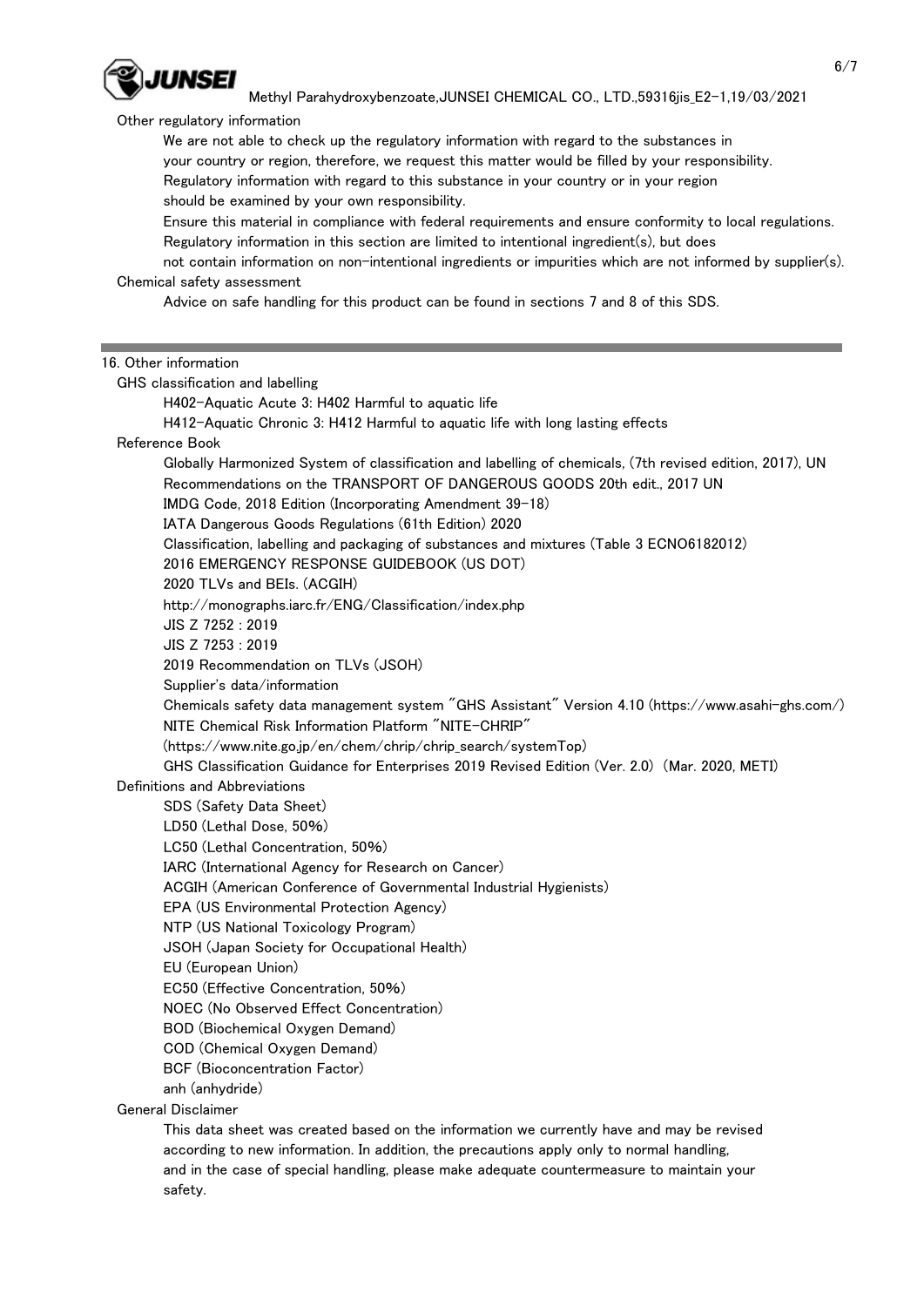Other regulatory information

We are not able to check up the regulatory information with regard to the substances in your country or region, therefore, we request this matter would be filled by your responsibility.
Regulatory information with regard to this substance in your country or in your region should be examined by your own responsibility.
Ensure this material in compliance with federal requirements and ensure conformity to local regulations.
Regulatory information in this section are limited to intentional ingredient(s), but does not contain information on non-intentional ingredients or impurities which are not informed by supplier(s).

Chemical safety assessment

Advice on safe handling for this product can be found in sections 7 and 8 of this SDS.

## 16. Other information

GHS classification and labelling

H402-Aquatic Acute 3: H402 Harmful to aquatic life
H412-Aquatic Chronic 3: H412 Harmful to aquatic life with long lasting effects

Reference Book

Globally Harmonized System of classification and labelling of chemicals, (7th revised edition, 2017), UN
Recommendations on the TRANSPORT OF DANGEROUS GOODS 20th edit., 2017 UN
IMDG Code, 2018 Edition (Incorporating Amendment 39-18)
IATA Dangerous Goods Regulations (61th Edition) 2020
Classification, labelling and packaging of substances and mixtures (Table 3 ECNO6182012)
2016 EMERGENCY RESPONSE GUIDEBOOK (US DOT)
2020 TLVs and BEIs. (ACGIH)
http://monographs.iarc.fr/ENG/Classification/index.php
JIS Z 7252 : 2019
JIS Z 7253 : 2019
2019 Recommendation on TLVs (JSOH)
Supplier's data/information
Chemicals safety data management system "GHS Assistant" Version 4.10 (https://www.asahi-ghs.com/)
NITE Chemical Risk Information Platform "NITE-CHRIP"
(https://www.nite.go.jp/en/chem/chrip/chrip_search/systemTop)
GHS Classification Guidance for Enterprises 2019 Revised Edition (Ver. 2.0) (Mar. 2020, METI)

Definitions and Abbreviations

SDS (Safety Data Sheet)
LD50 (Lethal Dose, 50%)
LC50 (Lethal Concentration, 50%)
IARC (International Agency for Research on Cancer)
ACGIH (American Conference of Governmental Industrial Hygienists)
EPA (US Environmental Protection Agency)
NTP (US National Toxicology Program)
JSOH (Japan Society for Occupational Health)
EU (European Union)
EC50 (Effective Concentration, 50%)
NOEC (No Observed Effect Concentration)
BOD (Biochemical Oxygen Demand)
COD (Chemical Oxygen Demand)
BCF (Bioconcentration Factor)
anh (anhydride)

General Disclaimer

This data sheet was created based on the information we currently have and may be revised according to new information. In addition, the precautions apply only to normal handling, and in the case of special handling, please make adequate countermeasure to maintain your safety.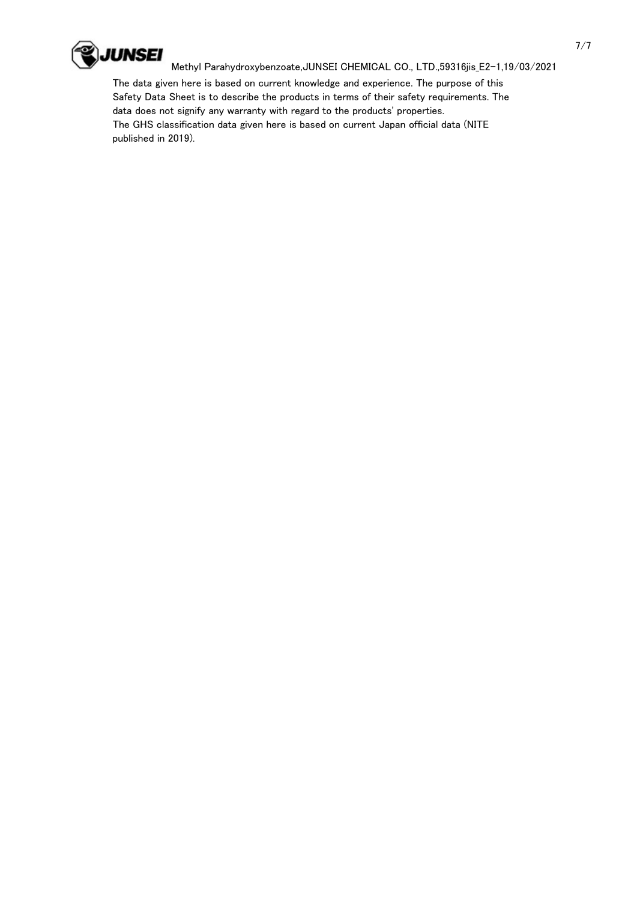The data given here is based on current knowledge and experience. The purpose of this Safety Data Sheet is to describe the products in terms of their safety requirements. The data does not signify any warranty with regard to the products' properties.
The GHS classification data given here is based on current Japan official data (NITE published in 2019).